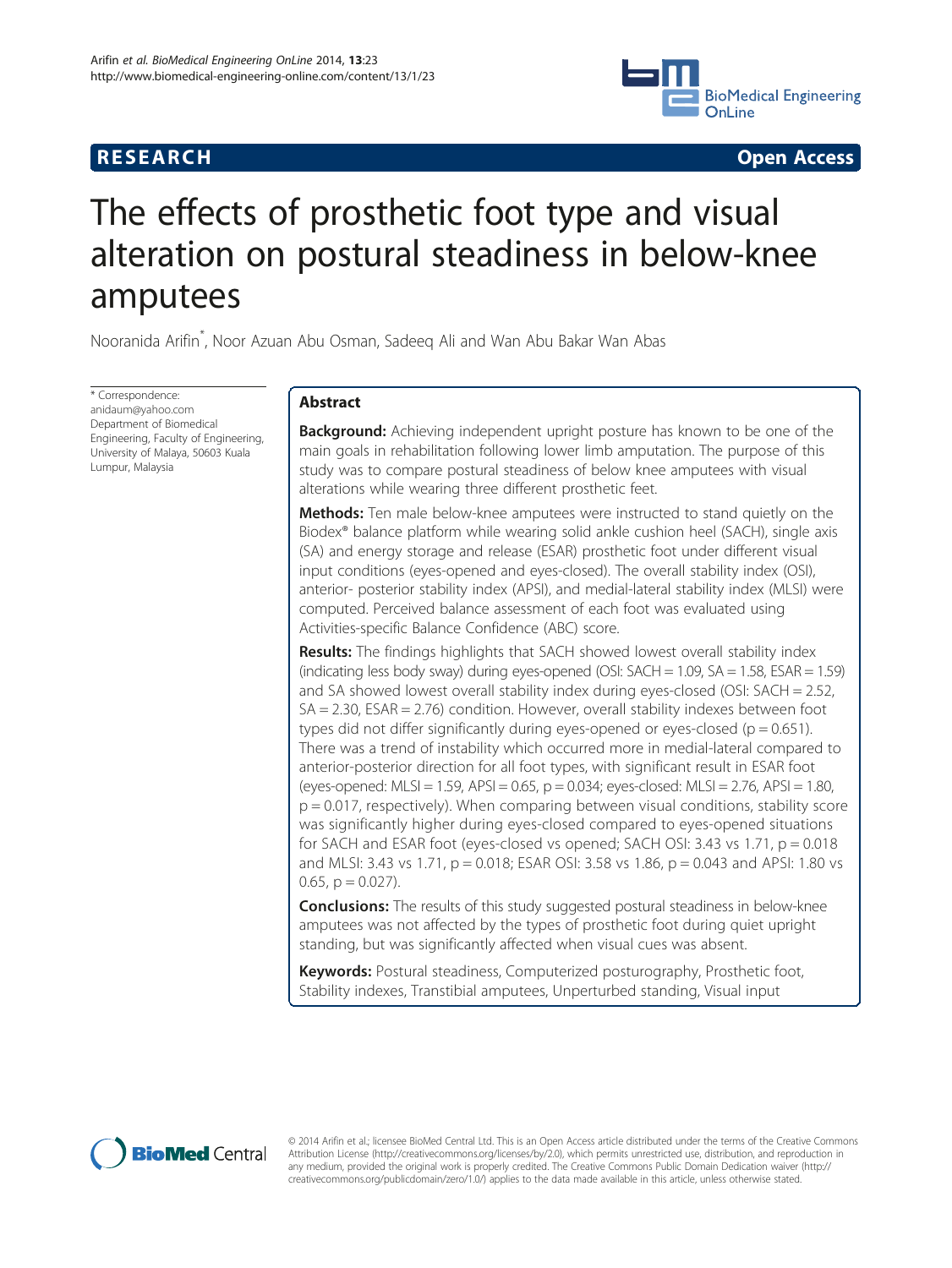# The effects of prosthetic foot type and visual alteration on postural steadiness in below-knee amputees

Nooranida Arifin*, Noor Azuan Abu Osman, Sadeeq Ali and Wan Abu Bakar Wan Abas

\* Correspondence: anidaum@yahoo.com
Department of Biomedical Engineering, Faculty of Engineering, University of Malaya, 50603 Kuala Lumpur, Malaysia

## Abstract

**Background:** Achieving independent upright posture has known to be one of the main goals in rehabilitation following lower limb amputation. The purpose of this study was to compare postural steadiness of below knee amputees with visual alterations while wearing three different prosthetic feet.

**Methods:** Ten male below-knee amputees were instructed to stand quietly on the Biodex® balance platform while wearing solid ankle cushion heel (SACH), single axis (SA) and energy storage and release (ESAR) prosthetic foot under different visual input conditions (eyes-opened and eyes-closed). The overall stability index (OSI), anterior- posterior stability index (APSI), and medial-lateral stability index (MLSI) were computed. Perceived balance assessment of each foot was evaluated using Activities-specific Balance Confidence (ABC) score.

**Results:** The findings highlights that SACH showed lowest overall stability index (indicating less body sway) during eyes-opened (OSI: SACH = 1.09, SA = 1.58, ESAR = 1.59) and SA showed lowest overall stability index during eyes-closed (OSI: SACH = 2.52, SA = 2.30, ESAR = 2.76) condition. However, overall stability indexes between foot types did not differ significantly during eyes-opened or eyes-closed ($p = 0.651$). There was a trend of instability which occurred more in medial-lateral compared to anterior-posterior direction for all foot types, with significant result in ESAR foot (eyes-opened: MLSI = 1.59, APSI = 0.65, $p = 0.034$; eyes-closed: MLSI = 2.76, APSI = 1.80, $p = 0.017$, respectively). When comparing between visual conditions, stability score was significantly higher during eyes-closed compared to eyes-opened situations for SACH and ESAR foot (eyes-closed vs opened; SACH OSI: 3.43 vs 1.71, $p = 0.018$ and MLSI: 3.43 vs 1.71, $p = 0.018$; ESAR OSI: 3.58 vs 1.86, $p = 0.043$ and APSI: 1.80 vs 0.65, $p = 0.027$).

**Conclusions:** The results of this study suggested postural steadiness in below-knee amputees was not affected by the types of prosthetic foot during quiet upright standing, but was significantly affected when visual cues was absent.

**Keywords:** Postural steadiness, Computerized posturography, Prosthetic foot, Stability indexes, Transtibial amputees, Unperturbed standing, Visual input

© 2014 Arifin et al.; licensee BioMed Central Ltd. This is an Open Access article distributed under the terms of the Creative Commons Attribution License (http://creativecommons.org/licenses/by/2.0), which permits unrestricted use, distribution, and reproduction in any medium, provided the original work is properly credited. The Creative Commons Public Domain Dedication waiver (http://creativecommons.org/publicdomain/zero/1.0/) applies to the data made available in this article, unless otherwise stated.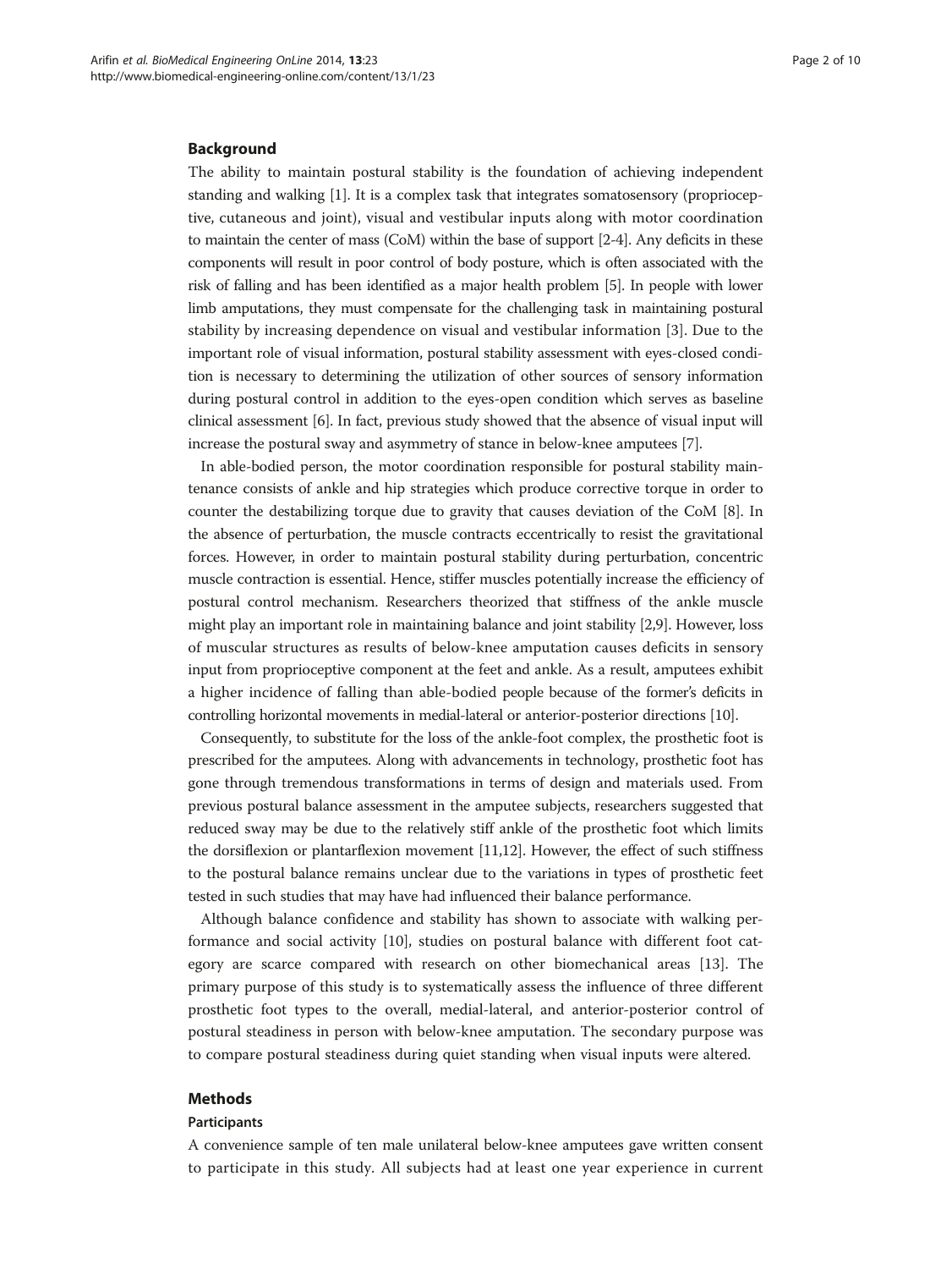## Background

The ability to maintain postural stability is the foundation of achieving independent standing and walking [1]. It is a complex task that integrates somatosensory (proprioceptive, cutaneous and joint), visual and vestibular inputs along with motor coordination to maintain the center of mass (CoM) within the base of support [2-4]. Any deficits in these components will result in poor control of body posture, which is often associated with the risk of falling and has been identified as a major health problem [5]. In people with lower limb amputations, they must compensate for the challenging task in maintaining postural stability by increasing dependence on visual and vestibular information [3]. Due to the important role of visual information, postural stability assessment with eyes-closed condition is necessary to determining the utilization of other sources of sensory information during postural control in addition to the eyes-open condition which serves as baseline clinical assessment [6]. In fact, previous study showed that the absence of visual input will increase the postural sway and asymmetry of stance in below-knee amputees [7].

In able-bodied person, the motor coordination responsible for postural stability maintenance consists of ankle and hip strategies which produce corrective torque in order to counter the destabilizing torque due to gravity that causes deviation of the CoM [8]. In the absence of perturbation, the muscle contracts eccentrically to resist the gravitational forces. However, in order to maintain postural stability during perturbation, concentric muscle contraction is essential. Hence, stiffer muscles potentially increase the efficiency of postural control mechanism. Researchers theorized that stiffness of the ankle muscle might play an important role in maintaining balance and joint stability [2,9]. However, loss of muscular structures as results of below-knee amputation causes deficits in sensory input from proprioceptive component at the feet and ankle. As a result, amputees exhibit a higher incidence of falling than able-bodied people because of the former's deficits in controlling horizontal movements in medial-lateral or anterior-posterior directions [10].

Consequently, to substitute for the loss of the ankle-foot complex, the prosthetic foot is prescribed for the amputees. Along with advancements in technology, prosthetic foot has gone through tremendous transformations in terms of design and materials used. From previous postural balance assessment in the amputee subjects, researchers suggested that reduced sway may be due to the relatively stiff ankle of the prosthetic foot which limits the dorsiflexion or plantarflexion movement [11,12]. However, the effect of such stiffness to the postural balance remains unclear due to the variations in types of prosthetic feet tested in such studies that may have had influenced their balance performance.

Although balance confidence and stability has shown to associate with walking performance and social activity [10], studies on postural balance with different foot category are scarce compared with research on other biomechanical areas [13]. The primary purpose of this study is to systematically assess the influence of three different prosthetic foot types to the overall, medial-lateral, and anterior-posterior control of postural steadiness in person with below-knee amputation. The secondary purpose was to compare postural steadiness during quiet standing when visual inputs were altered.

## Methods

### Participants

A convenience sample of ten male unilateral below-knee amputees gave written consent to participate in this study. All subjects had at least one year experience in current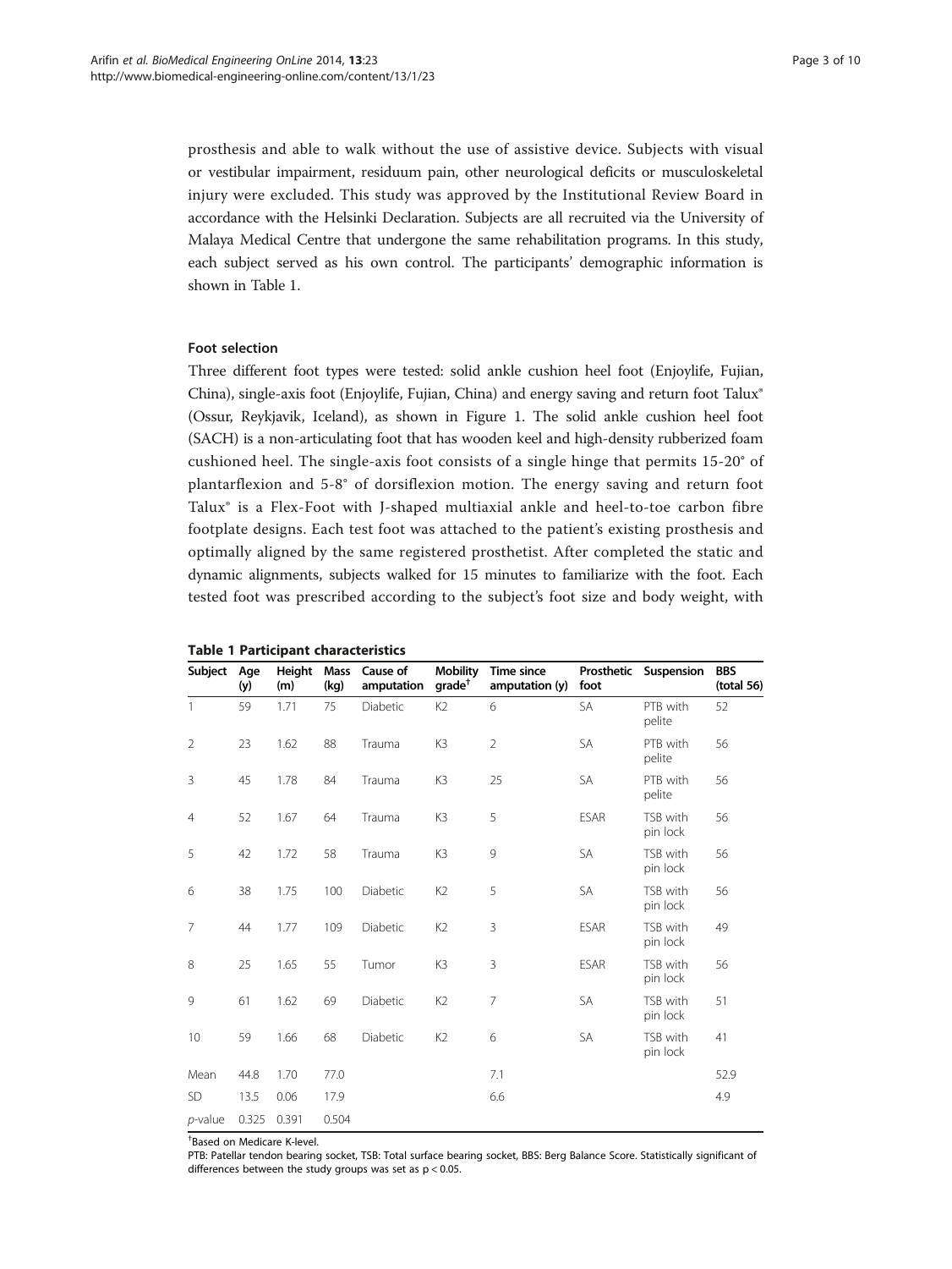prosthesis and able to walk without the use of assistive device. Subjects with visual or vestibular impairment, residuum pain, other neurological deficits or musculoskeletal injury were excluded. This study was approved by the Institutional Review Board in accordance with the Helsinki Declaration. Subjects are all recruited via the University of Malaya Medical Centre that undergone the same rehabilitation programs. In this study, each subject served as his own control. The participants' demographic information is shown in Table 1.

### Foot selection

Three different foot types were tested: solid ankle cushion heel foot (Enjoylife, Fujian, China), single-axis foot (Enjoylife, Fujian, China) and energy saving and return foot Talux® (Ossur, Reykjavik, Iceland), as shown in Figure 1. The solid ankle cushion heel foot (SACH) is a non-articulating foot that has wooden keel and high-density rubberized foam cushioned heel. The single-axis foot consists of a single hinge that permits 15-20° of plantarflexion and 5-8° of dorsiflexion motion. The energy saving and return foot Talux® is a Flex-Foot with J-shaped multiaxial ankle and heel-to-toe carbon fibre footplate designs. Each test foot was attached to the patient's existing prosthesis and optimally aligned by the same registered prosthetist. After completed the static and dynamic alignments, subjects walked for 15 minutes to familiarize with the foot. Each tested foot was prescribed according to the subject's foot size and body weight, with

**Table 1 Participant characteristics**

| Subject | Age (y) | Height (m) | Mass (kg) | Cause of amputation | Mobility grade[†] | Time since amputation (y) | Prosthetic foot | Suspension | BBS (total 56) |
|---|---|---|---|---|---|---|---|---|---|
| 1 | 59 | 1.71 | 75 | Diabetic | K2 | 6 | SA | PTB with pelite | 52 |
| 2 | 23 | 1.62 | 88 | Trauma | K3 | 2 | SA | PTB with pelite | 56 |
| 3 | 45 | 1.78 | 84 | Trauma | K3 | 25 | SA | PTB with pelite | 56 |
| 4 | 52 | 1.67 | 64 | Trauma | K3 | 5 | ESAR | TSB with pin lock | 56 |
| 5 | 42 | 1.72 | 58 | Trauma | K3 | 9 | SA | TSB with pin lock | 56 |
| 6 | 38 | 1.75 | 100 | Diabetic | K2 | 5 | SA | TSB with pin lock | 56 |
| 7 | 44 | 1.77 | 109 | Diabetic | K2 | 3 | ESAR | TSB with pin lock | 49 |
| 8 | 25 | 1.65 | 55 | Tumor | K3 | 3 | ESAR | TSB with pin lock | 56 |
| 9 | 61 | 1.62 | 69 | Diabetic | K2 | 7 | SA | TSB with pin lock | 51 |
| 10 | 59 | 1.66 | 68 | Diabetic | K2 | 6 | SA | TSB with pin lock | 41 |
| Mean | 44.8 | 1.70 | 77.0 | | | 7.1 | | | 52.9 |
| SD | 13.5 | 0.06 | 17.9 | | | 6.6 | | | 4.9 |
| *p*-value | 0.325 | 0.391 | 0.504 | | | | | | |

[†]Based on Medicare K-level.

PTB: Patellar tendon bearing socket, TSB: Total surface bearing socket, BBS: Berg Balance Score. Statistically significant of differences between the study groups was set as $p < 0.05$.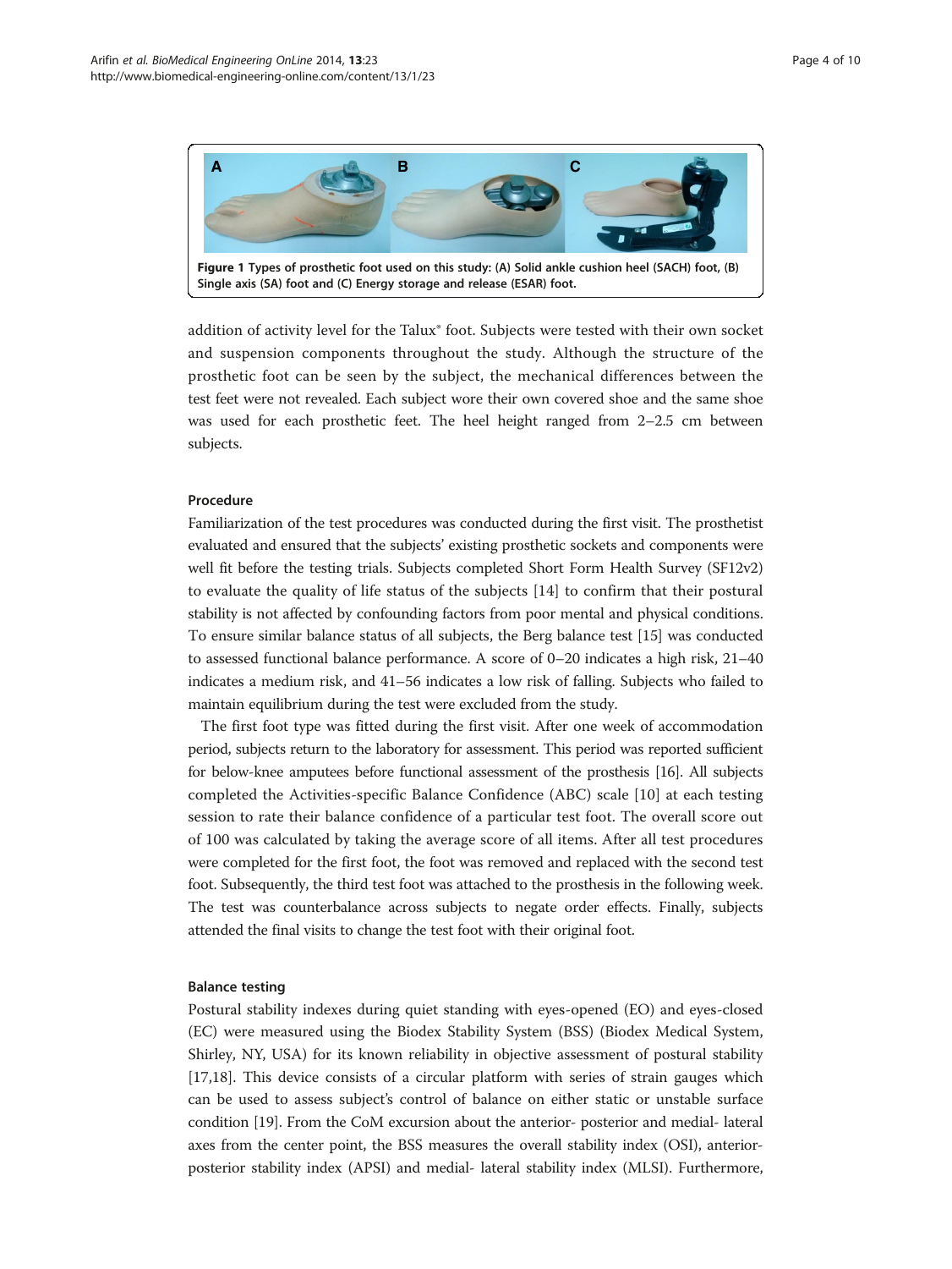**Figure 1** Types of prosthetic foot used on this study: (A) Solid ankle cushion heel (SACH) foot, (B) Single axis (SA) foot and (C) Energy storage and release (ESAR) foot.

addition of activity level for the Talux® foot. Subjects were tested with their own socket and suspension components throughout the study. Although the structure of the prosthetic foot can be seen by the subject, the mechanical differences between the test feet were not revealed. Each subject wore their own covered shoe and the same shoe was used for each prosthetic feet. The heel height ranged from 2–2.5 cm between subjects.

### Procedure

Familiarization of the test procedures was conducted during the first visit. The prosthetist evaluated and ensured that the subjects' existing prosthetic sockets and components were well fit before the testing trials. Subjects completed Short Form Health Survey (SF12v2) to evaluate the quality of life status of the subjects [14] to confirm that their postural stability is not affected by confounding factors from poor mental and physical conditions. To ensure similar balance status of all subjects, the Berg balance test [15] was conducted to assessed functional balance performance. A score of 0–20 indicates a high risk, 21–40 indicates a medium risk, and 41–56 indicates a low risk of falling. Subjects who failed to maintain equilibrium during the test were excluded from the study.

The first foot type was fitted during the first visit. After one week of accommodation period, subjects return to the laboratory for assessment. This period was reported sufficient for below-knee amputees before functional assessment of the prosthesis [16]. All subjects completed the Activities-specific Balance Confidence (ABC) scale [10] at each testing session to rate their balance confidence of a particular test foot. The overall score out of 100 was calculated by taking the average score of all items. After all test procedures were completed for the first foot, the foot was removed and replaced with the second test foot. Subsequently, the third test foot was attached to the prosthesis in the following week. The test was counterbalance across subjects to negate order effects. Finally, subjects attended the final visits to change the test foot with their original foot.

### Balance testing

Postural stability indexes during quiet standing with eyes-opened (EO) and eyes-closed (EC) were measured using the Biodex Stability System (BSS) (Biodex Medical System, Shirley, NY, USA) for its known reliability in objective assessment of postural stability [17,18]. This device consists of a circular platform with series of strain gauges which can be used to assess subject's control of balance on either static or unstable surface condition [19]. From the CoM excursion about the anterior- posterior and medial- lateral axes from the center point, the BSS measures the overall stability index (OSI), anterior-posterior stability index (APSI) and medial- lateral stability index (MLSI). Furthermore,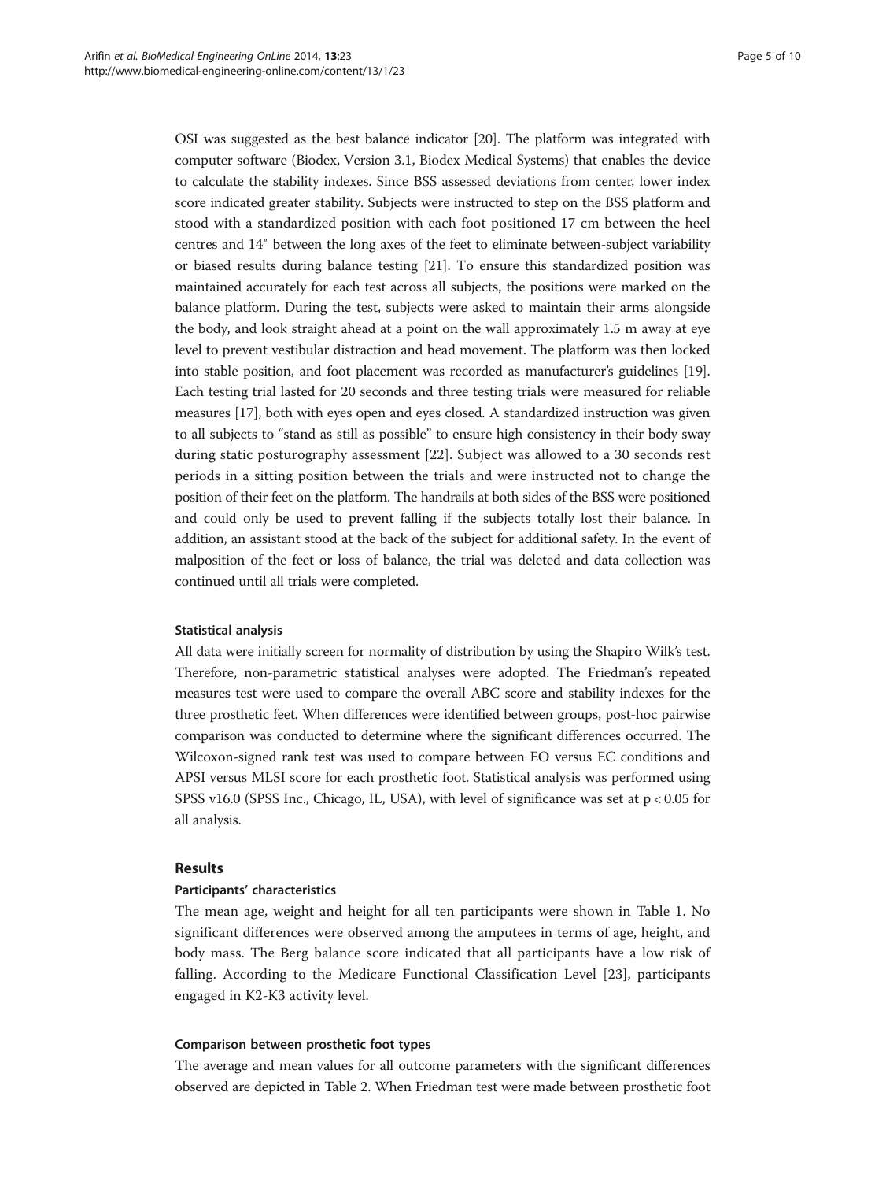OSI was suggested as the best balance indicator [20]. The platform was integrated with computer software (Biodex, Version 3.1, Biodex Medical Systems) that enables the device to calculate the stability indexes. Since BSS assessed deviations from center, lower index score indicated greater stability. Subjects were instructed to step on the BSS platform and stood with a standardized position with each foot positioned 17 cm between the heel centres and 14° between the long axes of the feet to eliminate between-subject variability or biased results during balance testing [21]. To ensure this standardized position was maintained accurately for each test across all subjects, the positions were marked on the balance platform. During the test, subjects were asked to maintain their arms alongside the body, and look straight ahead at a point on the wall approximately 1.5 m away at eye level to prevent vestibular distraction and head movement. The platform was then locked into stable position, and foot placement was recorded as manufacturer's guidelines [19]. Each testing trial lasted for 20 seconds and three testing trials were measured for reliable measures [17], both with eyes open and eyes closed. A standardized instruction was given to all subjects to "stand as still as possible" to ensure high consistency in their body sway during static posturography assessment [22]. Subject was allowed to a 30 seconds rest periods in a sitting position between the trials and were instructed not to change the position of their feet on the platform. The handrails at both sides of the BSS were positioned and could only be used to prevent falling if the subjects totally lost their balance. In addition, an assistant stood at the back of the subject for additional safety. In the event of malposition of the feet or loss of balance, the trial was deleted and data collection was continued until all trials were completed.

### Statistical analysis

All data were initially screen for normality of distribution by using the Shapiro Wilk's test. Therefore, non-parametric statistical analyses were adopted. The Friedman's repeated measures test were used to compare the overall ABC score and stability indexes for the three prosthetic feet. When differences were identified between groups, post-hoc pairwise comparison was conducted to determine where the significant differences occurred. The Wilcoxon-signed rank test was used to compare between EO versus EC conditions and APSI versus MLSI score for each prosthetic foot. Statistical analysis was performed using SPSS v16.0 (SPSS Inc., Chicago, IL, USA), with level of significance was set at $p < 0.05$ for all analysis.

## Results

### Participants' characteristics

The mean age, weight and height for all ten participants were shown in Table 1. No significant differences were observed among the amputees in terms of age, height, and body mass. The Berg balance score indicated that all participants have a low risk of falling. According to the Medicare Functional Classification Level [23], participants engaged in K2-K3 activity level.

### Comparison between prosthetic foot types

The average and mean values for all outcome parameters with the significant differences observed are depicted in Table 2. When Friedman test were made between prosthetic foot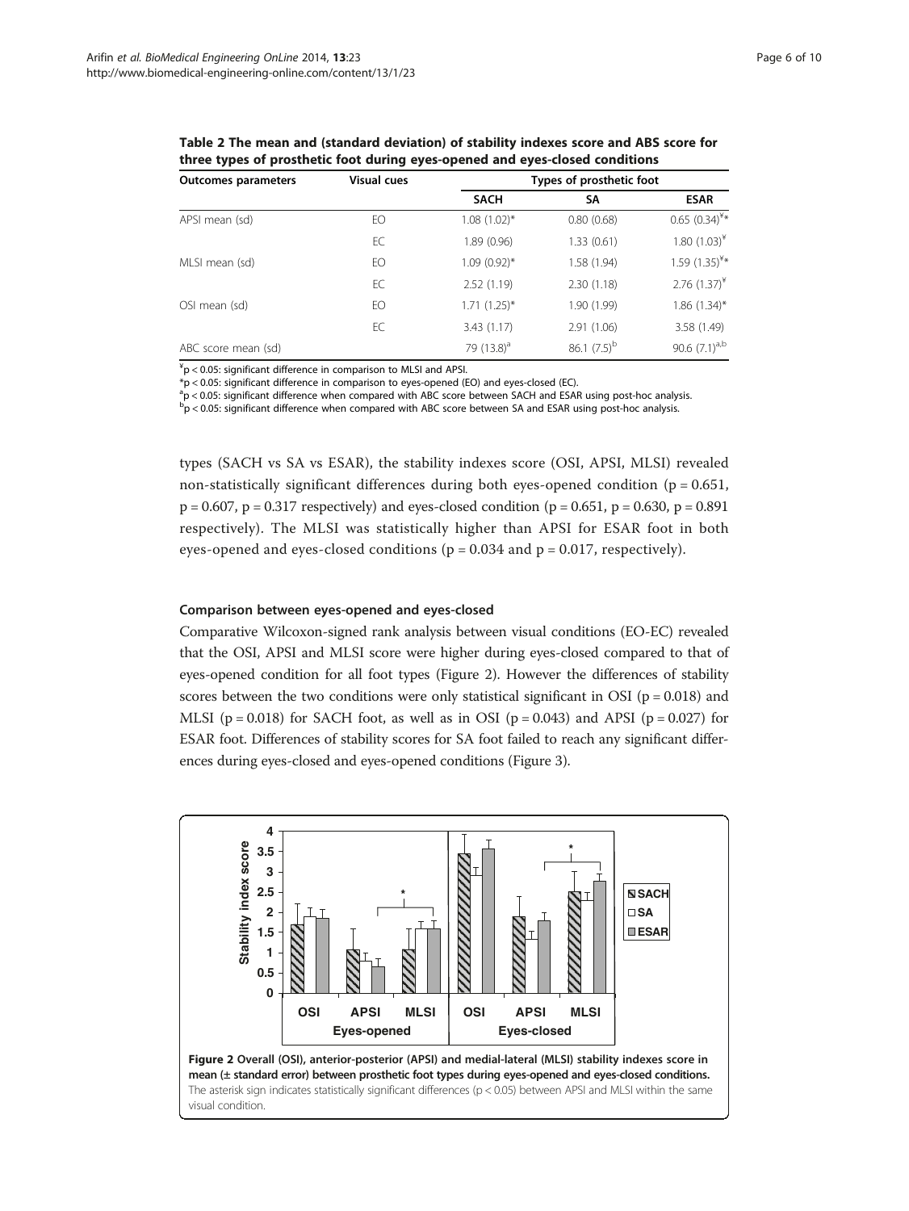**Table 2 The mean and (standard deviation) of stability indexes score and ABS score for three types of prosthetic foot during eyes-opened and eyes-closed conditions**

| Outcomes parameters | Visual cues | Types of prosthetic foot | | |
|---|---|---|---|---|
| | | SACH | SA | ESAR |
| APSI mean (sd) | EO | 1.08 (1.02)* | 0.80 (0.68) | 0.65 (0.34)[¥]* |
| | EC | 1.89 (0.96) | 1.33 (0.61) | 1.80 (1.03)[¥] |
| MLSI mean (sd) | EO | 1.09 (0.92)* | 1.58 (1.94) | 1.59 (1.35)[¥]* |
| | EC | 2.52 (1.19) | 2.30 (1.18) | 2.76 (1.37)[¥] |
| OSI mean (sd) | EO | 1.71 (1.25)* | 1.90 (1.99) | 1.86 (1.34)* |
| | EC | 3.43 (1.17) | 2.91 (1.06) | 3.58 (1.49) |
| ABC score mean (sd) | | 79 (13.8)[a] | 86.1 (7.5)[b] | 90.6 (7.1)[a,b] |

[¥] $p < 0.05$: significant difference in comparison to MLSI and APSI.
* $p < 0.05$: significant difference in comparison to eyes-opened (EO) and eyes-closed (EC).
[a] $p < 0.05$: significant difference when compared with ABC score between SACH and ESAR using post-hoc analysis.
[b] $p < 0.05$: significant difference when compared with ABC score between SA and ESAR using post-hoc analysis.

types (SACH vs SA vs ESAR), the stability indexes score (OSI, APSI, MLSI) revealed non-statistically significant differences during both eyes-opened condition ($p = 0.651$, $p = 0.607$, $p = 0.317$ respectively) and eyes-closed condition ($p = 0.651$, $p = 0.630$, $p = 0.891$ respectively). The MLSI was statistically higher than APSI for ESAR foot in both eyes-opened and eyes-closed conditions ($p = 0.034$ and $p = 0.017$, respectively).

### Comparison between eyes-opened and eyes-closed

Comparative Wilcoxon-signed rank analysis between visual conditions (EO-EC) revealed that the OSI, APSI and MLSI score were higher during eyes-closed compared to that of eyes-opened condition for all foot types (Figure 2). However the differences of stability scores between the two conditions were only statistical significant in OSI ($p = 0.018$) and MLSI ($p = 0.018$) for SACH foot, as well as in OSI ($p = 0.043$) and APSI ($p = 0.027$) for ESAR foot. Differences of stability scores for SA foot failed to reach any significant differences during eyes-closed and eyes-opened conditions (Figure 3).

**Figure 2 Overall (OSI), anterior-posterior (APSI) and medial-lateral (MLSI) stability indexes score in mean (± standard error) between prosthetic foot types during eyes-opened and eyes-closed conditions.** The asterisk sign indicates statistically significant differences ($p < 0.05$) between APSI and MLSI within the same visual condition.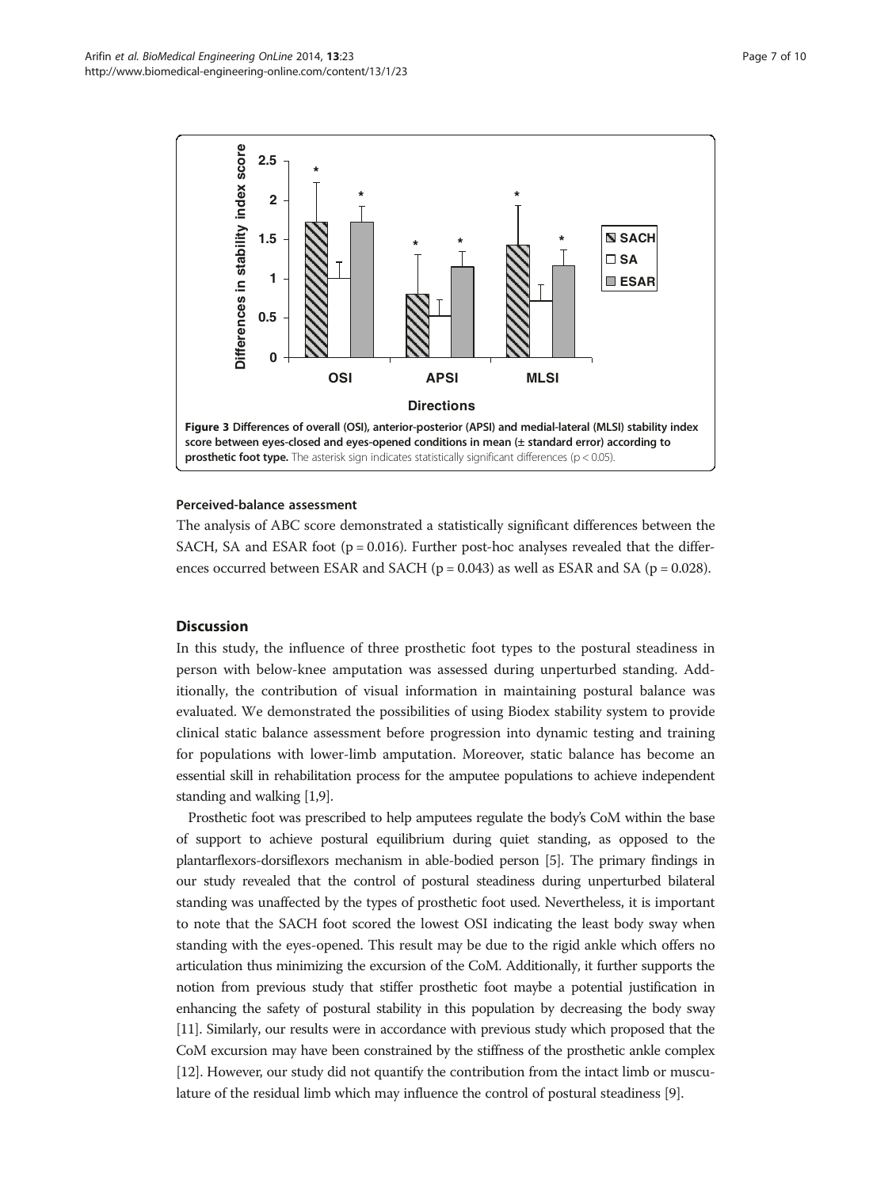**Figure 3 Differences of overall (OSI), anterior-posterior (APSI) and medial-lateral (MLSI) stability index score between eyes-closed and eyes-opened conditions in mean (± standard error) according to prosthetic foot type.** The asterisk sign indicates statistically significant differences ($p < 0.05$).

### Perceived-balance assessment

The analysis of ABC score demonstrated a statistically significant differences between the SACH, SA and ESAR foot ($p = 0.016$). Further post-hoc analyses revealed that the differences occurred between ESAR and SACH ($p = 0.043$) as well as ESAR and SA ($p = 0.028$).

## Discussion

In this study, the influence of three prosthetic foot types to the postural steadiness in person with below-knee amputation was assessed during unperturbed standing. Additionally, the contribution of visual information in maintaining postural balance was evaluated. We demonstrated the possibilities of using Biodex stability system to provide clinical static balance assessment before progression into dynamic testing and training for populations with lower-limb amputation. Moreover, static balance has become an essential skill in rehabilitation process for the amputee populations to achieve independent standing and walking [1,9].

Prosthetic foot was prescribed to help amputees regulate the body's CoM within the base of support to achieve postural equilibrium during quiet standing, as opposed to the plantarflexors-dorsiflexors mechanism in able-bodied person [5]. The primary findings in our study revealed that the control of postural steadiness during unperturbed bilateral standing was unaffected by the types of prosthetic foot used. Nevertheless, it is important to note that the SACH foot scored the lowest OSI indicating the least body sway when standing with the eyes-opened. This result may be due to the rigid ankle which offers no articulation thus minimizing the excursion of the CoM. Additionally, it further supports the notion from previous study that stiffer prosthetic foot maybe a potential justification in enhancing the safety of postural stability in this population by decreasing the body sway [11]. Similarly, our results were in accordance with previous study which proposed that the CoM excursion may have been constrained by the stiffness of the prosthetic ankle complex [12]. However, our study did not quantify the contribution from the intact limb or musculature of the residual limb which may influence the control of postural steadiness [9].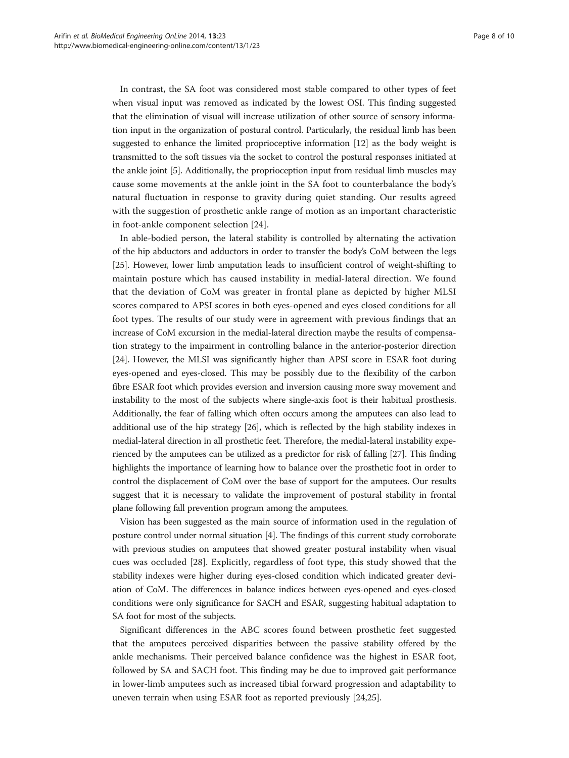In contrast, the SA foot was considered most stable compared to other types of feet when visual input was removed as indicated by the lowest OSI. This finding suggested that the elimination of visual will increase utilization of other source of sensory information input in the organization of postural control. Particularly, the residual limb has been suggested to enhance the limited proprioceptive information [12] as the body weight is transmitted to the soft tissues via the socket to control the postural responses initiated at the ankle joint [5]. Additionally, the proprioception input from residual limb muscles may cause some movements at the ankle joint in the SA foot to counterbalance the body's natural fluctuation in response to gravity during quiet standing. Our results agreed with the suggestion of prosthetic ankle range of motion as an important characteristic in foot-ankle component selection [24].

In able-bodied person, the lateral stability is controlled by alternating the activation of the hip abductors and adductors in order to transfer the body's CoM between the legs [25]. However, lower limb amputation leads to insufficient control of weight-shifting to maintain posture which has caused instability in medial-lateral direction. We found that the deviation of CoM was greater in frontal plane as depicted by higher MLSI scores compared to APSI scores in both eyes-opened and eyes closed conditions for all foot types. The results of our study were in agreement with previous findings that an increase of CoM excursion in the medial-lateral direction maybe the results of compensation strategy to the impairment in controlling balance in the anterior-posterior direction [24]. However, the MLSI was significantly higher than APSI score in ESAR foot during eyes-opened and eyes-closed. This may be possibly due to the flexibility of the carbon fibre ESAR foot which provides eversion and inversion causing more sway movement and instability to the most of the subjects where single-axis foot is their habitual prosthesis. Additionally, the fear of falling which often occurs among the amputees can also lead to additional use of the hip strategy [26], which is reflected by the high stability indexes in medial-lateral direction in all prosthetic feet. Therefore, the medial-lateral instability experienced by the amputees can be utilized as a predictor for risk of falling [27]. This finding highlights the importance of learning how to balance over the prosthetic foot in order to control the displacement of CoM over the base of support for the amputees. Our results suggest that it is necessary to validate the improvement of postural stability in frontal plane following fall prevention program among the amputees.

Vision has been suggested as the main source of information used in the regulation of posture control under normal situation [4]. The findings of this current study corroborate with previous studies on amputees that showed greater postural instability when visual cues was occluded [28]. Explicitly, regardless of foot type, this study showed that the stability indexes were higher during eyes-closed condition which indicated greater deviation of CoM. The differences in balance indices between eyes-opened and eyes-closed conditions were only significance for SACH and ESAR, suggesting habitual adaptation to SA foot for most of the subjects.

Significant differences in the ABC scores found between prosthetic feet suggested that the amputees perceived disparities between the passive stability offered by the ankle mechanisms. Their perceived balance confidence was the highest in ESAR foot, followed by SA and SACH foot. This finding may be due to improved gait performance in lower-limb amputees such as increased tibial forward progression and adaptability to uneven terrain when using ESAR foot as reported previously [24,25].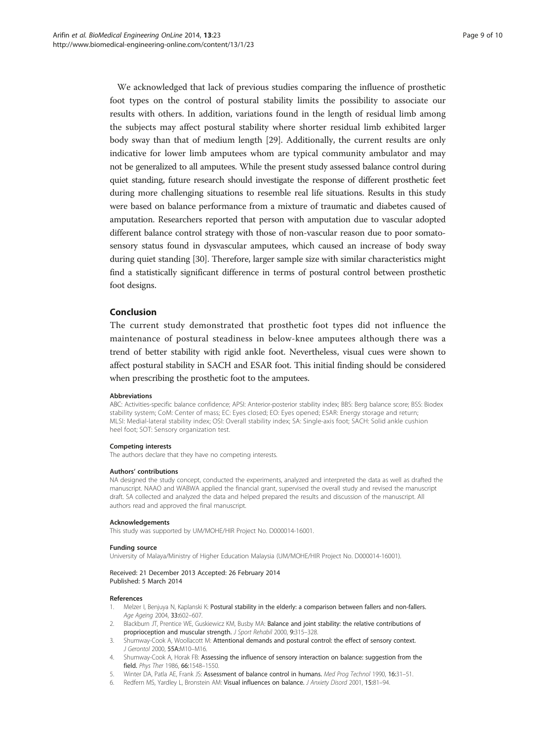We acknowledged that lack of previous studies comparing the influence of prosthetic foot types on the control of postural stability limits the possibility to associate our results with others. In addition, variations found in the length of residual limb among the subjects may affect postural stability where shorter residual limb exhibited larger body sway than that of medium length [29]. Additionally, the current results are only indicative for lower limb amputees whom are typical community ambulator and may not be generalized to all amputees. While the present study assessed balance control during quiet standing, future research should investigate the response of different prosthetic feet during more challenging situations to resemble real life situations. Results in this study were based on balance performance from a mixture of traumatic and diabetes caused of amputation. Researchers reported that person with amputation due to vascular adopted different balance control strategy with those of non-vascular reason due to poor somatosensory status found in dysvascular amputees, which caused an increase of body sway during quiet standing [30]. Therefore, larger sample size with similar characteristics might find a statistically significant difference in terms of postural control between prosthetic foot designs.

## Conclusion

The current study demonstrated that prosthetic foot types did not influence the maintenance of postural steadiness in below-knee amputees although there was a trend of better stability with rigid ankle foot. Nevertheless, visual cues were shown to affect postural stability in SACH and ESAR foot. This initial finding should be considered when prescribing the prosthetic foot to the amputees.

#### Abbreviations

ABC: Activities-specific balance confidence; APSI: Anterior-posterior stability index; BBS: Berg balance score; BSS: Biodex stability system; CoM: Center of mass; EC: Eyes closed; EO: Eyes opened; ESAR: Energy storage and return; MLSI: Medial-lateral stability index; OSI: Overall stability index; SA: Single-axis foot; SACH: Solid ankle cushion heel foot; SOT: Sensory organization test.

#### Competing interests

The authors declare that they have no competing interests.

#### Authors' contributions

NA designed the study concept, conducted the experiments, analyzed and interpreted the data as well as drafted the manuscript. NAAO and WABWA applied the financial grant, supervised the overall study and revised the manuscript draft. SA collected and analyzed the data and helped prepared the results and discussion of the manuscript. All authors read and approved the final manuscript.

#### Acknowledgements

This study was supported by UM/MOHE/HIR Project No. D000014-16001.

#### Funding source

University of Malaya/Ministry of Higher Education Malaysia (UM/MOHE/HIR Project No. D000014-16001).

Received: 21 December 2013 Accepted: 26 February 2014
Published: 5 March 2014

#### References

1. Melzer I, Benjuya N, Kaplanski K: **Postural stability in the elderly: a comparison between fallers and non-fallers.** *Age Ageing* 2004, **33:**602–607.
2. Blackburn JT, Prentice WE, Guskiewicz KM, Busby MA: **Balance and joint stability: the relative contributions of proprioception and muscular strength.** *J Sport Rehabil* 2000, **9:**315–328.
3. Shumway-Cook A, Woollacott M: **Attentional demands and postural control: the effect of sensory context.** *J Gerontol* 2000, **55A:**M10–M16.
4. Shumway-Cook A, Horak FB: **Assessing the influence of sensory interaction on balance: suggestion from the field.** *Phys Ther* 1986, **66:**1548–1550.
5. Winter DA, Patla AE, Frank JS: **Assessment of balance control in humans.** *Med Prog Technol* 1990, **16:**31–51.
6. Redfern MS, Yardley L, Bronstein AM: **Visual influences on balance.** *J Anxiety Disord* 2001, **15:**81–94.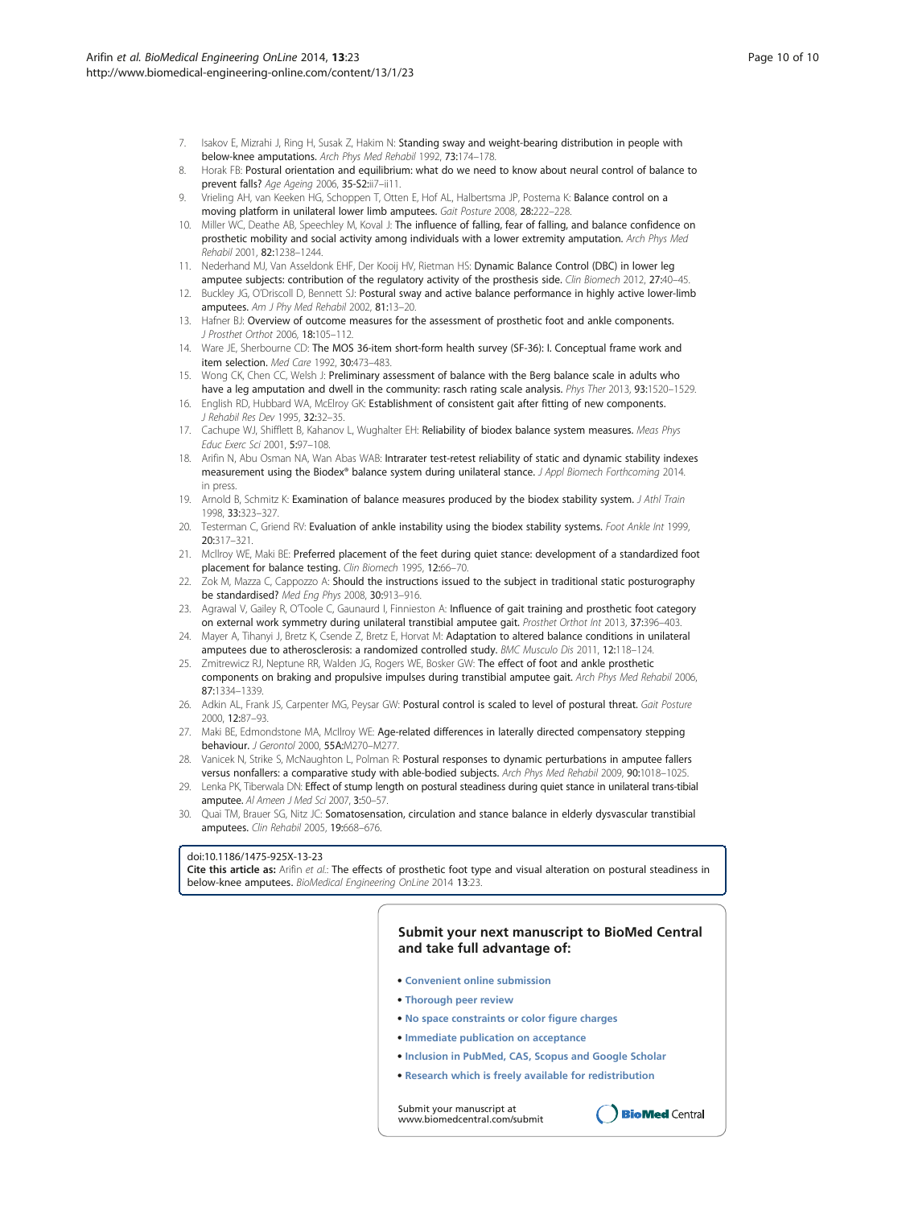7. Isakov E, Mizrahi J, Ring H, Susak Z, Hakim N: **Standing sway and weight-bearing distribution in people with below-knee amputations.** *Arch Phys Med Rehabil* 1992, **73:**174–178.
8. Horak FB: **Postural orientation and equilibrium: what do we need to know about neural control of balance to prevent falls?** *Age Ageing* 2006, **35-S2:**ii7–ii11.
9. Vrieling AH, van Keeken HG, Schoppen T, Otten E, Hof AL, Halbertsma JP, Postema K: **Balance control on a moving platform in unilateral lower limb amputees.** *Gait Posture* 2008, **28:**222–228.
10. Miller WC, Deathe AB, Speechley M, Koval J: **The influence of falling, fear of falling, and balance confidence on prosthetic mobility and social activity among individuals with a lower extremity amputation.** *Arch Phys Med Rehabil* 2001, **82:**1238–1244.
11. Nederhand MJ, Van Asseldonk EHF, Der Kooij HV, Rietman HS: **Dynamic Balance Control (DBC) in lower leg amputee subjects: contribution of the regulatory activity of the prosthesis side.** *Clin Biomech* 2012, **27:**40–45.
12. Buckley JG, O'Driscoll D, Bennett SJ: **Postural sway and active balance performance in highly active lower-limb amputees.** *Am J Phy Med Rehabil* 2002, **81:**13–20.
13. Hafner BJ: **Overview of outcome measures for the assessment of prosthetic foot and ankle components.** *J Prosthet Orthot* 2006, **18:**105–112.
14. Ware JE, Sherbourne CD: **The MOS 36-item short-form health survey (SF-36): I. Conceptual frame work and item selection.** *Med Care* 1992, **30:**473–483.
15. Wong CK, Chen CC, Welsh J: **Preliminary assessment of balance with the Berg balance scale in adults who have a leg amputation and dwell in the community: rasch rating scale analysis.** *Phys Ther* 2013, **93:**1520–1529.
16. English RD, Hubbard WA, McElroy GK: **Establishment of consistent gait after fitting of new components.** *J Rehabil Res Dev* 1995, **32:**32–35.
17. Cachupe WJ, Shifflett B, Kahanov L, Wughalter EH: **Reliability of biodex balance system measures.** *Meas Phys Educ Exerc Sci* 2001, **5:**97–108.
18. Arifin N, Abu Osman NA, Wan Abas WAB: **Intrarater test-retest reliability of static and dynamic stability indexes measurement using the Biodex® balance system during unilateral stance.** *J Appl Biomech Forthcoming* 2014. in press.
19. Arnold B, Schmitz K: **Examination of balance measures produced by the biodex stability system.** *J Athl Train* 1998, **33:**323–327.
20. Testerman C, Griend RV: **Evaluation of ankle instability using the biodex stability systems.** *Foot Ankle Int* 1999, **20:**317–321.
21. McIlroy WE, Maki BE: **Preferred placement of the feet during quiet stance: development of a standardized foot placement for balance testing.** *Clin Biomech* 1995, **12:**66–70.
22. Zok M, Mazza C, Cappozzo A: **Should the instructions issued to the subject in traditional static posturography be standardised?** *Med Eng Phys* 2008, **30:**913–916.
23. Agrawal V, Gailey R, O'Toole C, Gaunaurd I, Finnieston A: **Influence of gait training and prosthetic foot category on external work symmetry during unilateral transtibial amputee gait.** *Prosthet Orthot Int* 2013, **37:**396–403.
24. Mayer A, Tihanyi J, Bretz K, Csende Z, Bretz E, Horvat M: **Adaptation to altered balance conditions in unilateral amputees due to atherosclerosis: a randomized controlled study.** *BMC Musculo Dis* 2011, **12:**118–124.
25. Zmitrewicz RJ, Neptune RR, Walden JG, Rogers WE, Bosker GW: **The effect of foot and ankle prosthetic components on braking and propulsive impulses during transtibial amputee gait.** *Arch Phys Med Rehabil* 2006, **87:**1334–1339.
26. Adkin AL, Frank JS, Carpenter MG, Peysar GW: **Postural control is scaled to level of postural threat.** *Gait Posture* 2000, **12:**87–93.
27. Maki BE, Edmondstone MA, McIlroy WE: **Age-related differences in laterally directed compensatory stepping behaviour.** *J Gerontol* 2000, **55A:**M270–M277.
28. Vanicek N, Strike S, McNaughton L, Polman R: **Postural responses to dynamic perturbations in amputee fallers versus nonfallers: a comparative study with able-bodied subjects.** *Arch Phys Med Rehabil* 2009, **90:**1018–1025.
29. Lenka PK, Tiberwala DN: **Effect of stump length on postural steadiness during quiet stance in unilateral trans-tibial amputee.** *Al Ameen J Med Sci* 2007, **3:**50–57.
30. Quai TM, Brauer SG, Nitz JC: **Somatosensation, circulation and stance balance in elderly dysvascular transtibial amputees.** *Clin Rehabil* 2005, **19:**668–676.

doi:10.1186/1475-925X-13-23

**Cite this article as:** Arifin *et al.*: The effects of prosthetic foot type and visual alteration on postural steadiness in below-knee amputees. *BioMedical Engineering OnLine* 2014 13:23.

**Submit your next manuscript to BioMed Central and take full advantage of:**

- **Convenient online submission**
- **Thorough peer review**
- **No space constraints or color figure charges**
- **Immediate publication on acceptance**
- **Inclusion in PubMed, CAS, Scopus and Google Scholar**
- **Research which is freely available for redistribution**

Submit your manuscript at www.biomedcentral.com/submit

BioMed Central